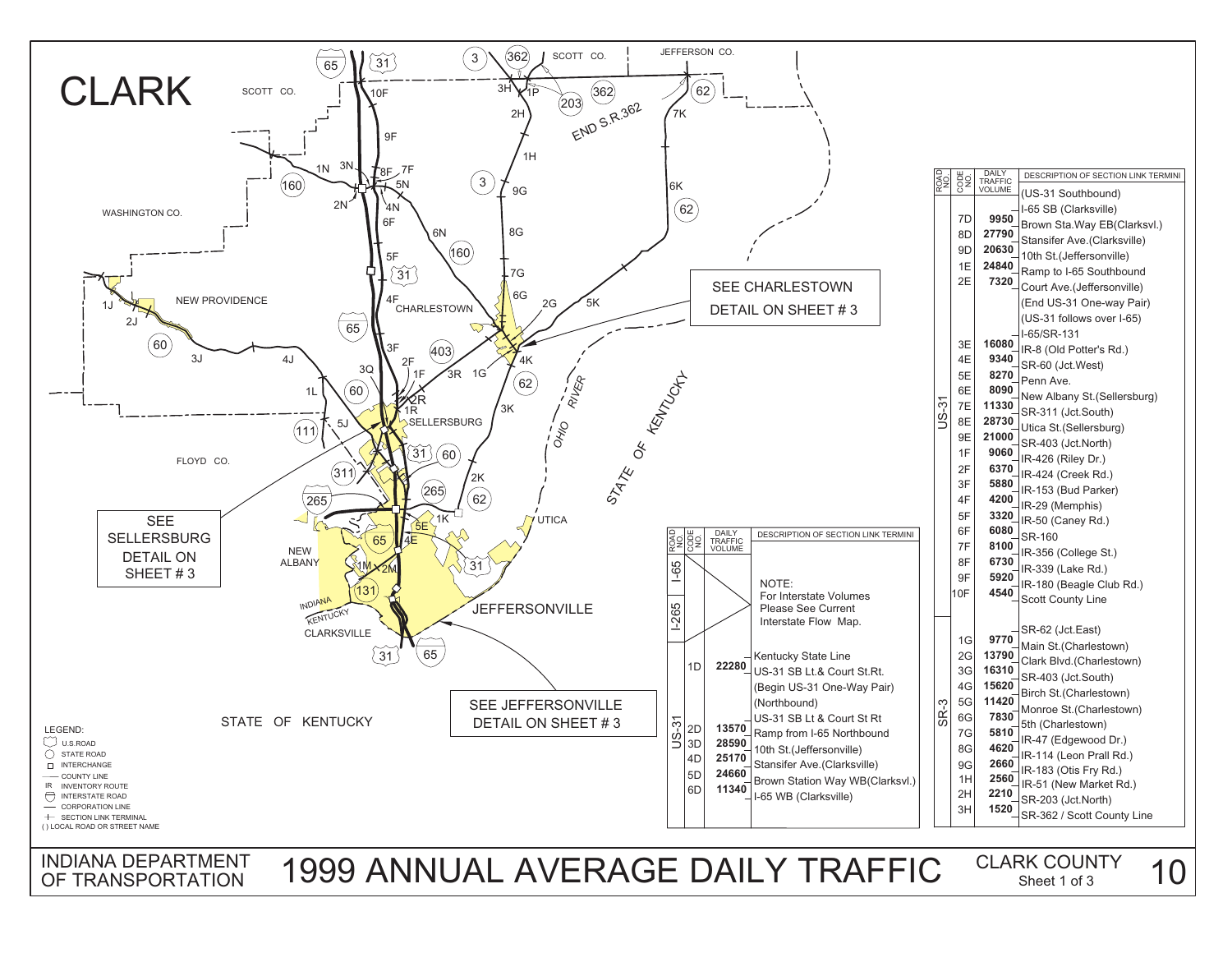# CLARK

## 1999 ANNUAL AVERAGE DAILY TRAFFIC

INDIANA DEPARTMENT OF TRANSPORTATION

CLARK COUNTY — Sheet 1 of 3

SEE CHARLESTOWN DETAIL ON SHEET # 3

SEE SELLERSBURG DETAIL ON SHEET # 3

SEE JEFFERSONVILLE DETAIL ON SHEET # 3

LEGEND:
- U.S.ROAD
- STATE ROAD
- INTERCHANGE
- COUNTY LINE
- IR INVENTORY ROUTE
- INTERSTATE ROAD
- CORPORATION LINE
- SECTION LINK TERMINAL
- ( ) LOCAL ROAD OR STREET NAME

| ROAD NO. | CODE NO. | DAILY TRAFFIC VOLUME | DESCRIPTION OF SECTION LINK TERMINI |
|---|---|---|---|
| I-65 | | | NOTE: For Interstate Volumes Please See Current Interstate Flow Map. |
| I-265 | | | |
| US-31 | | | Kentucky State Line |
| | 1D | 22280 | US-31 SB Lt.& Court St.Rt. |
| | | | (Begin US-31 One-Way Pair) (Northbound) |
| | | | US-31 SB Lt & Court St Rt |
| | 2D | 13570 | Ramp from I-65 Northbound |
| | 3D | 28590 | 10th St.(Jeffersonville) |
| | 4D | 25170 | Stansifer Ave.(Clarksville) |
| | 5D | 24660 | Brown Station Way WB(Clarksvl.) |
| | 6D | 11340 | I-65 WB (Clarksville) |

| ROAD NO. | CODE NO. | DAILY TRAFFIC VOLUME | DESCRIPTION OF SECTION LINK TERMINI |
|---|---|---|---|
| US-31 | | | (US-31 Southbound) |
| | | | I-65 SB (Clarksville) |
| | 7D | 9950 | Brown Sta.Way EB(Clarksvl.) |
| | 8D | 27790 | Stansifer Ave.(Clarksville) |
| | 9D | 20630 | 10th St.(Jeffersonville) |
| | 1E | 24840 | Ramp to I-65 Southbound |
| | 2E | 7320 | Court Ave.(Jeffersonville) |
| | | | (End US-31 One-way Pair) |
| | | | (US-31 follows over I-65) |
| | | | I-65/SR-131 |
| | 3E | 16080 | IR-8 (Old Potter's Rd.) |
| | 4E | 9340 | SR-60 (Jct.West) |
| | 5E | 8270 | Penn Ave. |
| | 6E | 8090 | New Albany St.(Sellersburg) |
| | 7E | 11330 | SR-311 (Jct.South) |
| | 8E | 28730 | Utica St.(Sellersburg) |
| | 9E | 21000 | SR-403 (Jct.North) |
| | 1F | 9060 | IR-426 (Riley Dr.) |
| | 2F | 6370 | IR-424 (Creek Rd.) |
| | 3F | 5880 | IR-153 (Bud Parker) |
| | 4F | 4200 | IR-29 (Memphis) |
| | 5F | 3320 | IR-50 (Caney Rd.) |
| | 6F | 6080 | SR-160 |
| | 7F | 8100 | IR-356 (College St.) |
| | 8F | 6730 | IR-339 (Lake Rd.) |
| | 9F | 5920 | IR-180 (Beagle Club Rd.) |
| | 10F | 4540 | Scott County Line |
| SR-3 | | | SR-62 (Jct.East) |
| | 1G | 9770 | Main St.(Charlestown) |
| | 2G | 13790 | Clark Blvd.(Charlestown) |
| | 3G | 16310 | SR-403 (Jct.South) |
| | 4G | 15620 | Birch St.(Charlestown) |
| | 5G | 11420 | Monroe St.(Charlestown) |
| | 6G | 7830 | 5th (Charlestown) |
| | 7G | 5810 | IR-47 (Edgewood Dr.) |
| | 8G | 4620 | IR-114 (Leon Prall Rd.) |
| | 9G | 2660 | IR-183 (Otis Fry Rd.) |
| | 1H | 2560 | IR-51 (New Market Rd.) |
| | 2H | 2210 | SR-203 (Jct.North) |
| | 3H | 1520 | SR-362 / Scott County Line |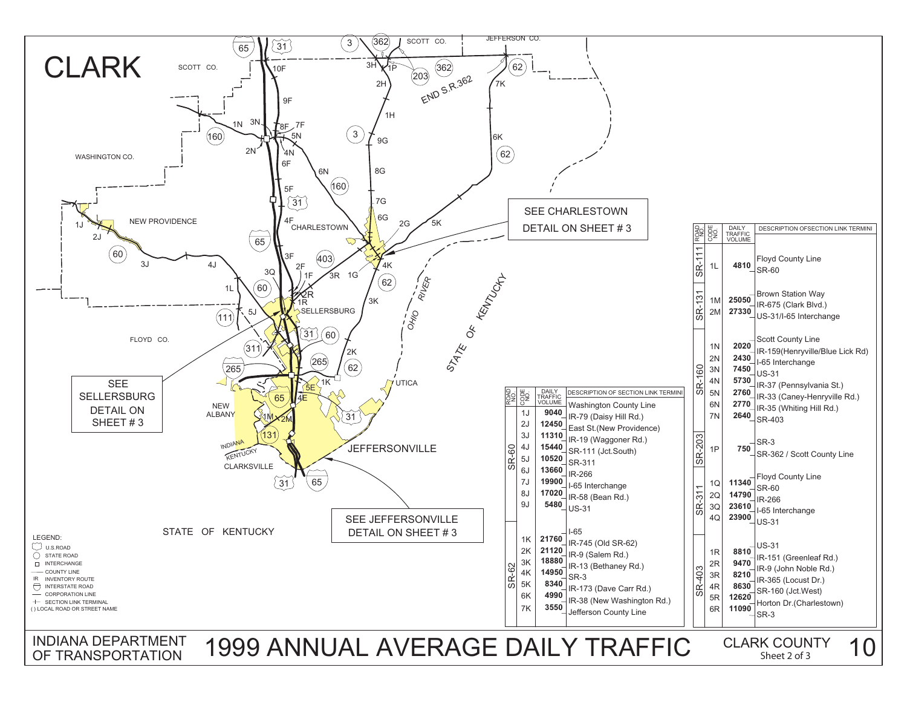# CLARK

SCOTT CO. — JEFFERSON CO. — WASHINGTON CO. — FLOYD CO. — NEW PROVIDENCE — CHARLESTOWN — SELLERSBURG — NEW ALBANY — CLARKSVILLE — JEFFERSONVILLE — UTICA — OHIO RIVER — STATE OF KENTUCKY — INDIANA / KENTUCKY

END S.R.362

SEE CHARLESTOWN DETAIL ON SHEET # 3

SEE SELLERSBURG DETAIL ON SHEET # 3

SEE JEFFERSONVILLE DETAIL ON SHEET # 3

LEGEND:
- U.S.ROAD
- STATE ROAD
- INTERCHANGE
- COUNTY LINE
- IR INVENTORY ROUTE
- INTERSTATE ROAD
- CORPORATION LINE
- SECTION LINK TERMINAL
- ( ) LOCAL ROAD OR STREET NAME

| ROAD NO. | CODE NO. | DAILY TRAFFIC VOLUME | DESCRIPTION OF SECTION LINK TERMINI |
|---|---|---|---|
| SR-60 | | | Washington County Line |
| | 1J | 9040 | IR-79 (Daisy Hill Rd.) |
| | 2J | 12450 | East St.(New Providence) |
| | 3J | 11310 | IR-19 (Waggoner Rd.) |
| | 4J | 15440 | SR-111 (Jct.South) |
| | 5J | 10520 | SR-311 |
| | 6J | 13660 | IR-266 |
| | 7J | 19900 | I-65 Interchange |
| | 8J | 17020 | IR-58 (Bean Rd.) |
| | 9J | 5480 | US-31 |
| SR-62 | | | I-65 |
| | 1K | 21760 | IR-745 (Old SR-62) |
| | 2K | 21120 | IR-9 (Salem Rd.) |
| | 3K | 18880 | IR-13 (Bethaney Rd.) |
| | 4K | 14950 | SR-3 |
| | 5K | 8340 | IR-173 (Dave Carr Rd.) |
| | 6K | 4990 | IR-38 (New Washington Rd.) |
| | 7K | 3550 | Jefferson County Line |

| ROAD NO. | CODE NO. | DAILY TRAFFIC VOLUME | DESCRIPTION OF SECTION LINK TERMINI |
|---|---|---|---|
| SR-111 | | | Floyd County Line |
| | 1L | 4810 | SR-60 |
| SR-131 | | | Brown Station Way |
| | 1M | 25050 | IR-675 (Clark Blvd.) |
| | 2M | 27330 | US-31/I-65 Interchange |
| SR-160 | | | Scott County Line |
| | 1N | 2020 | IR-159(Henryville/Blue Lick Rd) |
| | 2N | 2430 | I-65 Interchange |
| | 3N | 7450 | US-31 |
| | 4N | 5730 | IR-37 (Pennsylvania St.) |
| | 5N | 2760 | IR-33 (Caney-Henryville Rd.) |
| | 6N | 2770 | IR-35 (Whiting Hill Rd.) |
| | 7N | 2640 | SR-403 |
| SR-203 | | | SR-3 |
| | 1P | 750 | SR-362 / Scott County Line |
| SR-311 | | | Floyd County Line |
| | 1Q | 11340 | SR-60 |
| | 2Q | 14790 | IR-266 |
| | 3Q | 23610 | I-65 Interchange |
| | 4Q | 23900 | US-31 |
| SR-403 | | | US-31 |
| | 1R | 8810 | IR-151 (Greenleaf Rd.) |
| | 2R | 9470 | IR-9 (John Noble Rd.) |
| | 3R | 8210 | IR-365 (Locust Dr.) |
| | 4R | 8630 | SR-160 (Jct.West) |
| | 5R | 12620 | Horton Dr.(Charlestown) |
| | 6R | 11090 | SR-3 |

INDIANA DEPARTMENT OF TRANSPORTATION

# 1999 ANNUAL AVERAGE DAILY TRAFFIC

CLARK COUNTY 10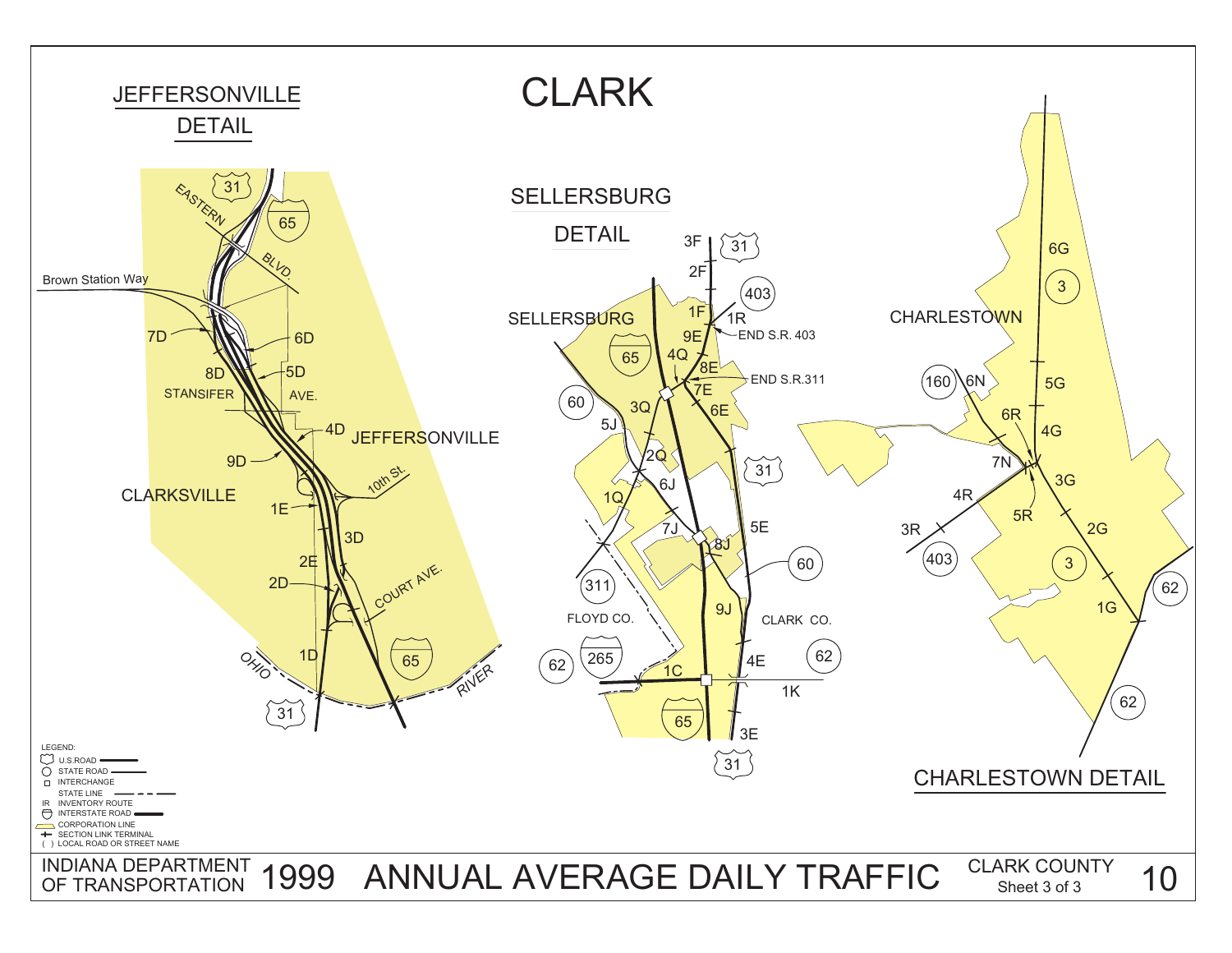# CLARK

## JEFFERSONVILLE DETAIL

31
65
EASTERN BLVD.
Brown Station Way
7D
6D
8D
5D
STANSIFER AVE.
4D
JEFFERSONVILLE
9D
10th St.
CLARKSVILLE
1E
3D
2E
2D
COURT AVE.
1D
OHIO RIVER
65
31

## SELLERSBURG DETAIL

3F
31
2F
403
1F
1R
SELLERSBURG
9E
END S.R. 403
65
4Q
8E
7E
END S.R.311
60
3Q
6E
5J
2Q
31
6J
1Q
7J
5E
8J
60
311
9J
FLOYD CO.
CLARK CO.
62
265
62
4E
1C
1K
65
3E
31

## CHARLESTOWN DETAIL

6G
3
CHARLESTOWN
160
6N
5G
6R
4G
7N
3G
4R
5R
2G
3R
403
3
62
1G
62

LEGEND:
- U.S.ROAD
- STATE ROAD
- INTERCHANGE
- STATE LINE
- IR INVENTORY ROUTE
- INTERSTATE ROAD
- CORPORATION LINE
- SECTION LINK TERMINAL
- ( ) LOCAL ROAD OR STREET NAME

INDIANA DEPARTMENT OF TRANSPORTATION

1999 ANNUAL AVERAGE DAILY TRAFFIC

CLARK COUNTY
Sheet 3 of 3

10